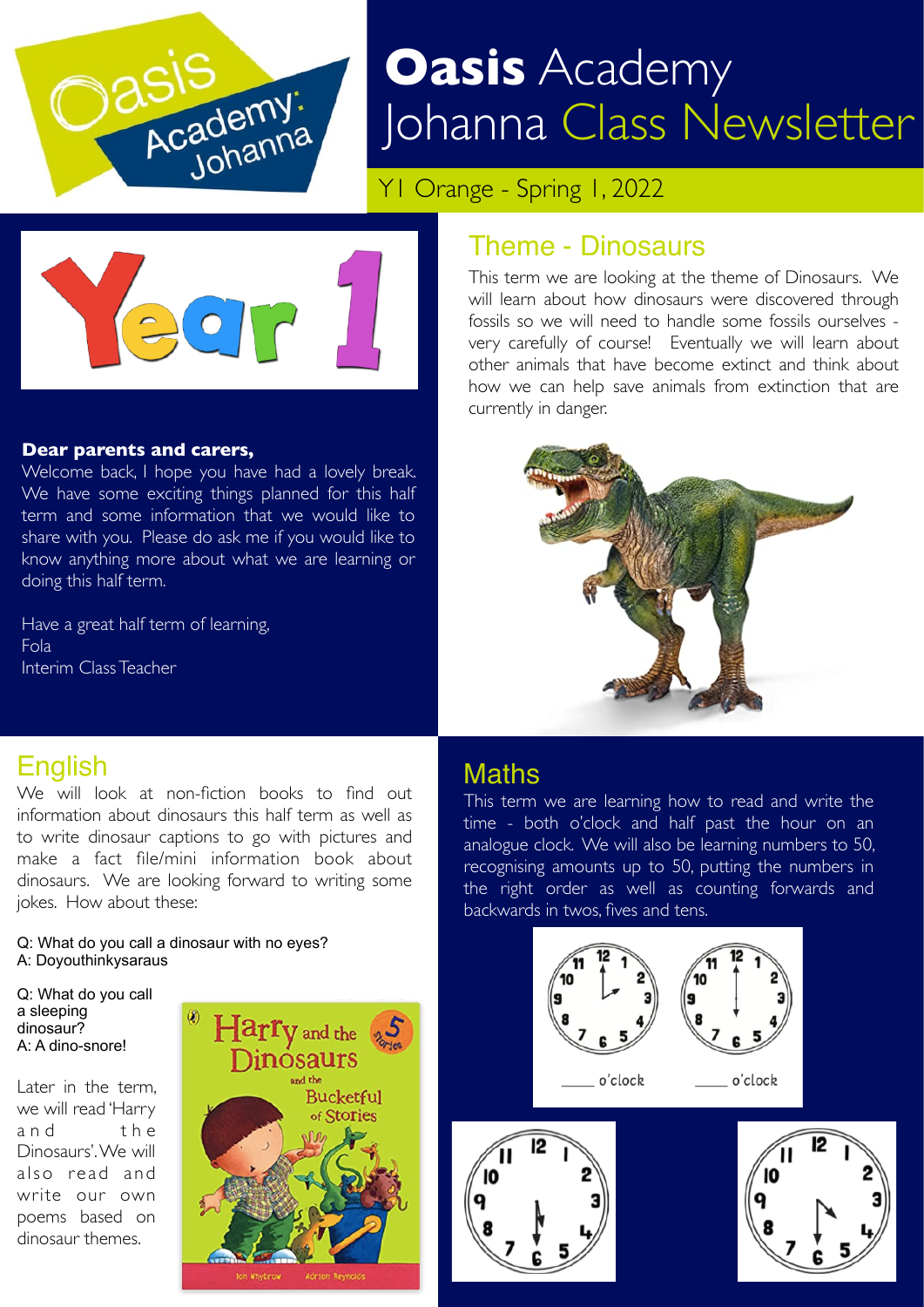# Oasis Academy Johanna Class Newsletter

Y1 Orange - Spring 1, 2022

**Dear parents and carers,**

Welcome back, I hope you have had a lovely break. We have some exciting things planned for this half term and some information that we would like to share with you. Please do ask me if you would like to know anything more about what we are learning or doing this half term.

Have a great half term of learning,
Fola
Interim Class Teacher

## Theme - Dinosaurs

This term we are looking at the theme of Dinosaurs. We will learn about how dinosaurs were discovered through fossils so we will need to handle some fossils ourselves - very carefully of course! Eventually we will learn about other animals that have become extinct and think about how we can help save animals from extinction that are currently in danger.

## English

We will look at non-fiction books to find out information about dinosaurs this half term as well as to write dinosaur captions to go with pictures and make a fact file/mini information book about dinosaurs. We are looking forward to writing some jokes. How about these:

Q: What do you call a dinosaur with no eyes?
A: Doyouthinkysaraus

Q: What do you call a sleeping dinosaur?
A: A dino-snore!

Later in the term, we will read 'Harry and the Dinosaurs'. We will also read and write our own poems based on dinosaur themes.

## Maths

This term we are learning how to read and write the time - both o'clock and half past the hour on an analogue clock. We will also be learning numbers to 50, recognising amounts up to 50, putting the numbers in the right order as well as counting forwards and backwards in twos, fives and tens.

_____ o'clock &nbsp;&nbsp;&nbsp; _____ o'clock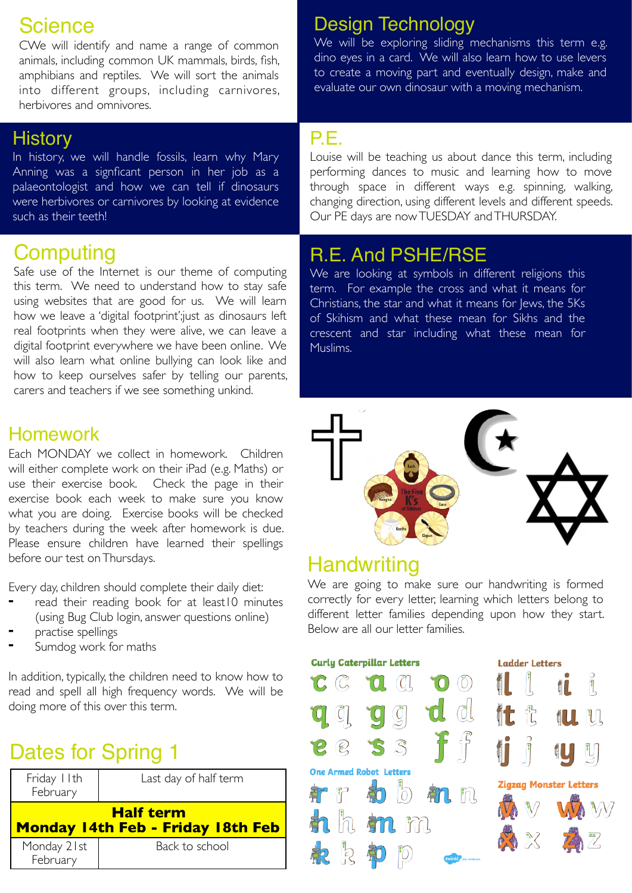## Science

CWe will identify and name a range of common animals, including common UK mammals, birds, fish, amphibians and reptiles. We will sort the animals into different groups, including carnivores, herbivores and omnivores.

## History

In history, we will handle fossils, learn why Mary Anning was a signficant person in her job as a palaeontologist and how we can tell if dinosaurs were herbivores or carnivores by looking at evidence such as their teeth!

## Computing

Safe use of the Internet is our theme of computing this term. We need to understand how to stay safe using websites that are good for us. We will learn how we leave a 'digital footprint';just as dinosaurs left real footprints when they were alive, we can leave a digital footprint everywhere we have been online. We will also learn what online bullying can look like and how to keep ourselves safer by telling our parents, carers and teachers if we see something unkind.

## Homework

Each MONDAY we collect in homework. Children will either complete work on their iPad (e.g. Maths) or use their exercise book. Check the page in their exercise book each week to make sure you know what you are doing. Exercise books will be checked by teachers during the week after homework is due. Please ensure children have learned their spellings before our test on Thursdays.

Every day, children should complete their daily diet:

- read their reading book for at least10 minutes (using Bug Club login, answer questions online)
- practise spellings
- Sumdog work for maths

In addition, typically, the children need to know how to read and spell all high frequency words. We will be doing more of this over this term.

## Dates for Spring 1

| | |
|---|---|
| Friday 11th February | Last day of half term |
| **Half term Monday 14th Feb - Friday 18th Feb** | |
| Monday 21st February | Back to school |

## Design Technology

We will be exploring sliding mechanisms this term e.g. dino eyes in a card. We will also learn how to use levers to create a moving part and eventually design, make and evaluate our own dinosaur with a moving mechanism.

## P.E.

Louise will be teaching us about dance this term, including performing dances to music and learning how to move through space in different ways e.g. spinning, walking, changing direction, using different levels and different speeds. Our PE days are now TUESDAY and THURSDAY.

## R.E. And PSHE/RSE

We are looking at symbols in different religions this term. For example the cross and what it means for Christians, the star and what it means for Jews, the 5Ks of Skihism and what these mean for Sikhs and the crescent and star including what these mean for Muslims.

## Handwriting

We are going to make sure our handwriting is formed correctly for every letter, learning which letters belong to different letter families depending upon how they start. Below are all our letter families.

Curly Caterpillar Letters: c a o q g d e s f

Ladder Letters: l i t u j y

One Armed Robot Letters: r b n h m k p

Zigzag Monster Letters: v w x z